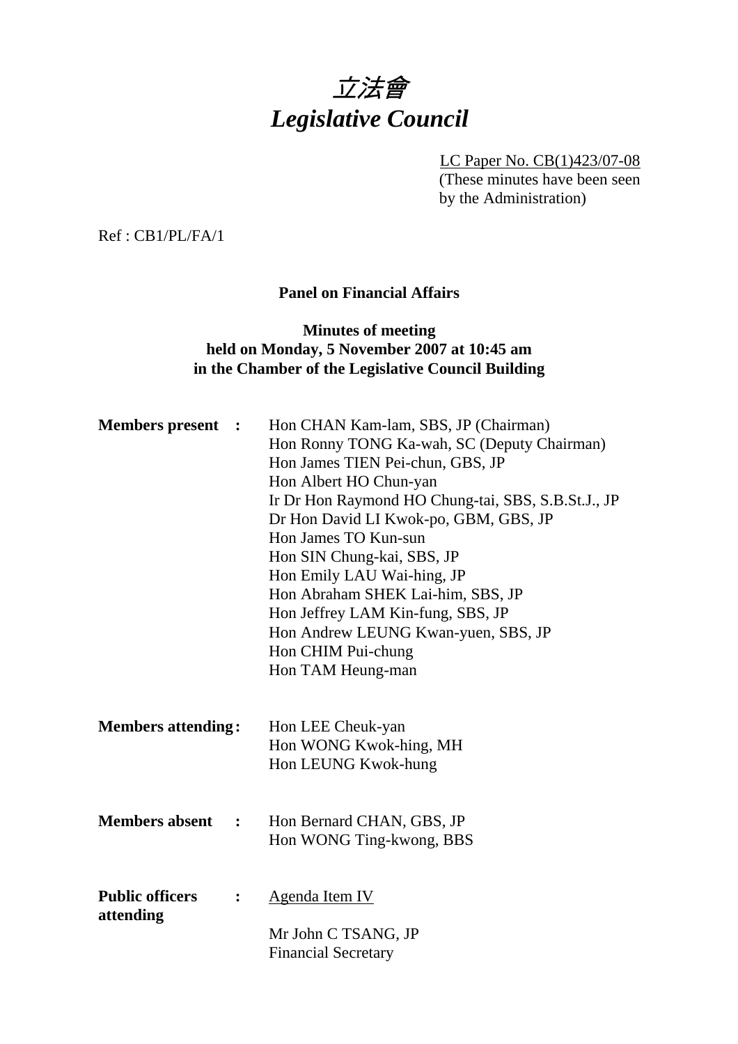# *立法會*
# *Legislative Council*

LC Paper No. CB(1)423/07-08
(These minutes have been seen by the Administration)

Ref : CB1/PL/FA/1

**Panel on Financial Affairs**

**Minutes of meeting**
**held on Monday, 5 November 2007 at 10:45 am**
**in the Chamber of the Legislative Council Building**

**Members present :**
Hon CHAN Kam-lam, SBS, JP (Chairman)
Hon Ronny TONG Ka-wah, SC (Deputy Chairman)
Hon James TIEN Pei-chun, GBS, JP
Hon Albert HO Chun-yan
Ir Dr Hon Raymond HO Chung-tai, SBS, S.B.St.J., JP
Dr Hon David LI Kwok-po, GBM, GBS, JP
Hon James TO Kun-sun
Hon SIN Chung-kai, SBS, JP
Hon Emily LAU Wai-hing, JP
Hon Abraham SHEK Lai-him, SBS, JP
Hon Jeffrey LAM Kin-fung, SBS, JP
Hon Andrew LEUNG Kwan-yuen, SBS, JP
Hon CHIM Pui-chung
Hon TAM Heung-man

**Members attending :**
Hon LEE Cheuk-yan
Hon WONG Kwok-hing, MH
Hon LEUNG Kwok-hung

**Members absent :**
Hon Bernard CHAN, GBS, JP
Hon WONG Ting-kwong, BBS

**Public officers attending :**
Agenda Item IV

Mr John C TSANG, JP
Financial Secretary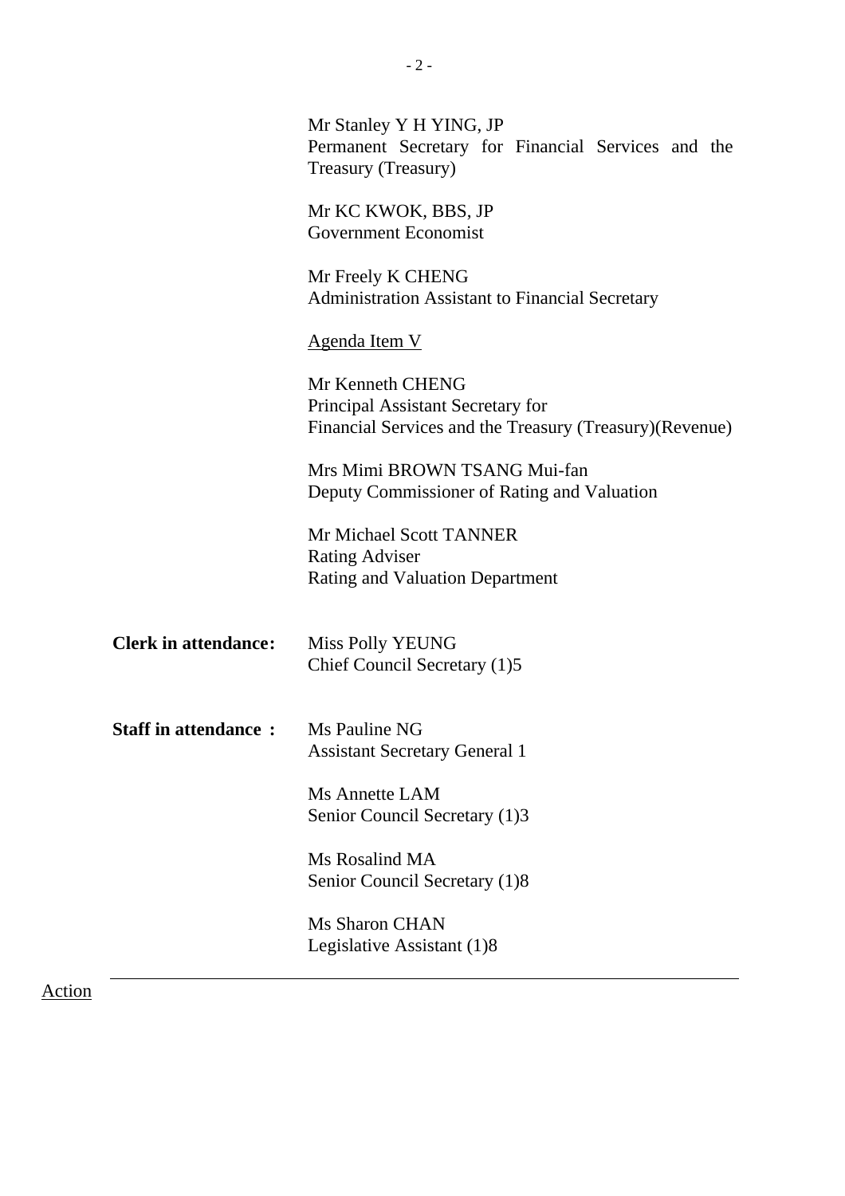Mr Stanley Y H YING, JP
Permanent Secretary for Financial Services and the Treasury (Treasury)

Mr KC KWOK, BBS, JP
Government Economist

Mr Freely K CHENG
Administration Assistant to Financial Secretary

Agenda Item V

Mr Kenneth CHENG
Principal Assistant Secretary for
Financial Services and the Treasury (Treasury)(Revenue)

Mrs Mimi BROWN TSANG Mui-fan
Deputy Commissioner of Rating and Valuation

Mr Michael Scott TANNER
Rating Adviser
Rating and Valuation Department

**Clerk in attendance:** Miss Polly YEUNG
Chief Council Secretary (1)5

**Staff in attendance :** Ms Pauline NG
Assistant Secretary General 1

Ms Annette LAM
Senior Council Secretary (1)3

Ms Rosalind MA
Senior Council Secretary (1)8

Ms Sharon CHAN
Legislative Assistant (1)8

---

Action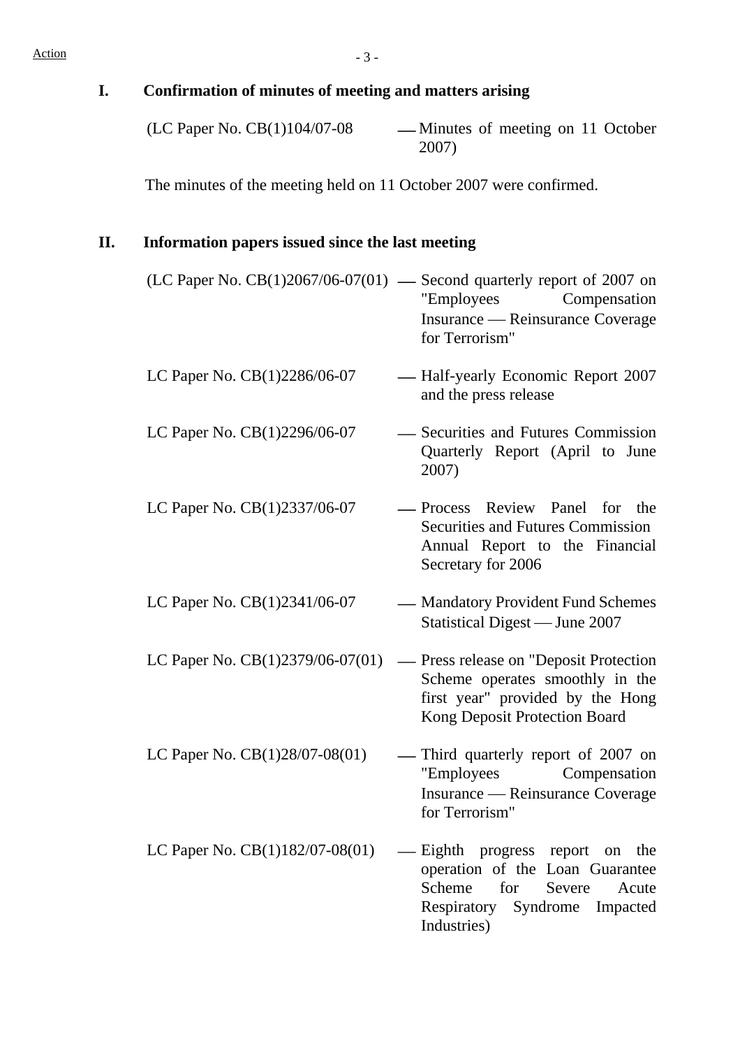Action

## I. Confirmation of minutes of meeting and matters arising

(LC Paper No. CB(1)104/07-08 — Minutes of meeting on 11 October 2007)

The minutes of the meeting held on 11 October 2007 were confirmed.

## II. Information papers issued since the last meeting

(LC Paper No. CB(1)2067/06-07(01) — Second quarterly report of 2007 on "Employees Compensation Insurance — Reinsurance Coverage for Terrorism"

LC Paper No. CB(1)2286/06-07 — Half-yearly Economic Report 2007 and the press release

LC Paper No. CB(1)2296/06-07 — Securities and Futures Commission Quarterly Report (April to June 2007)

LC Paper No. CB(1)2337/06-07 — Process Review Panel for the Securities and Futures Commission Annual Report to the Financial Secretary for 2006

LC Paper No. CB(1)2341/06-07 — Mandatory Provident Fund Schemes Statistical Digest — June 2007

LC Paper No. CB(1)2379/06-07(01) — Press release on "Deposit Protection Scheme operates smoothly in the first year" provided by the Hong Kong Deposit Protection Board

LC Paper No. CB(1)28/07-08(01) — Third quarterly report of 2007 on "Employees Compensation Insurance — Reinsurance Coverage for Terrorism"

LC Paper No. CB(1)182/07-08(01) — Eighth progress report on the operation of the Loan Guarantee Scheme for Severe Acute Respiratory Syndrome Impacted Industries)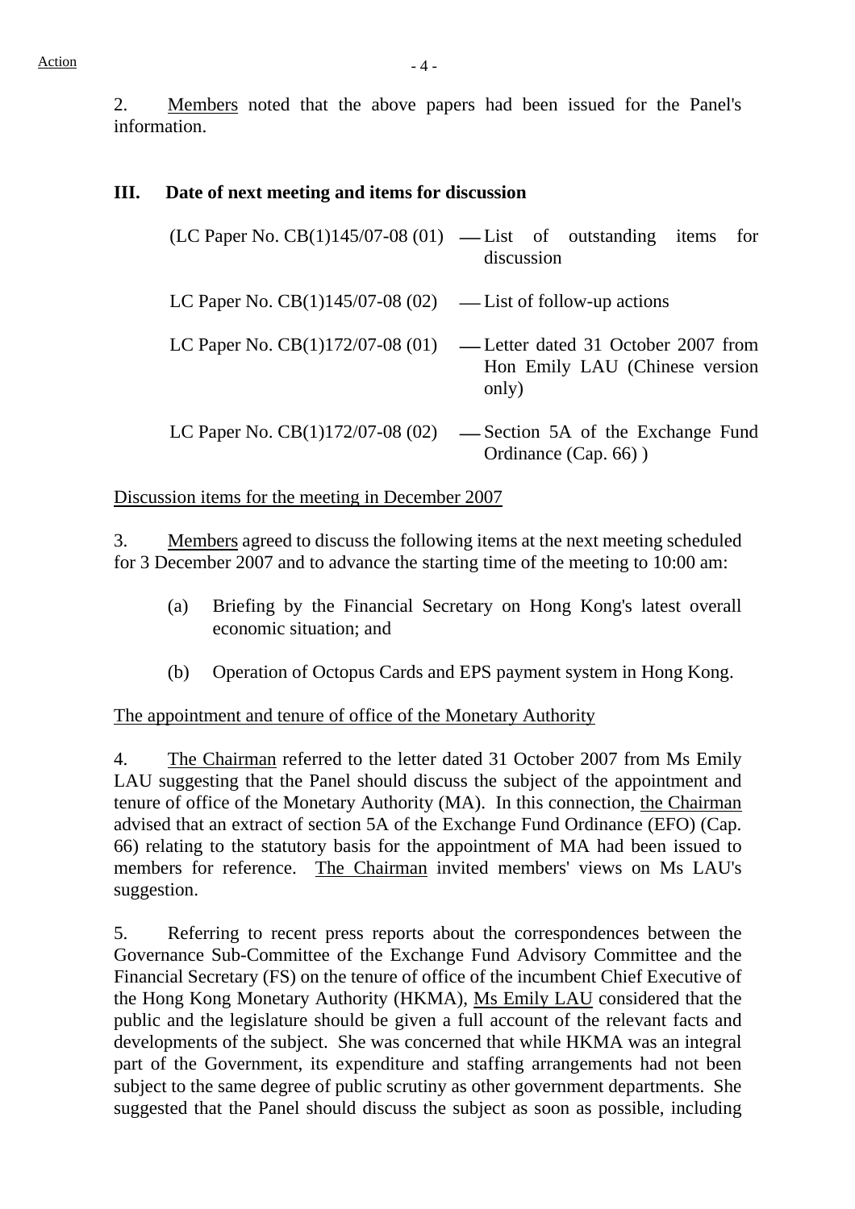Action

2. Members noted that the above papers had been issued for the Panel's information.

## III. Date of next meeting and items for discussion

(LC Paper No. CB(1)145/07-08 (01) — List of outstanding items for discussion

LC Paper No. CB(1)145/07-08 (02) — List of follow-up actions

LC Paper No. CB(1)172/07-08 (01) — Letter dated 31 October 2007 from Hon Emily LAU (Chinese version only)

LC Paper No. CB(1)172/07-08 (02) — Section 5A of the Exchange Fund Ordinance (Cap. 66) )

Discussion items for the meeting in December 2007

3. Members agreed to discuss the following items at the next meeting scheduled for 3 December 2007 and to advance the starting time of the meeting to 10:00 am:

(a) Briefing by the Financial Secretary on Hong Kong's latest overall economic situation; and

(b) Operation of Octopus Cards and EPS payment system in Hong Kong.

The appointment and tenure of office of the Monetary Authority

4. The Chairman referred to the letter dated 31 October 2007 from Ms Emily LAU suggesting that the Panel should discuss the subject of the appointment and tenure of office of the Monetary Authority (MA). In this connection, the Chairman advised that an extract of section 5A of the Exchange Fund Ordinance (EFO) (Cap. 66) relating to the statutory basis for the appointment of MA had been issued to members for reference. The Chairman invited members' views on Ms LAU's suggestion.

5. Referring to recent press reports about the correspondences between the Governance Sub-Committee of the Exchange Fund Advisory Committee and the Financial Secretary (FS) on the tenure of office of the incumbent Chief Executive of the Hong Kong Monetary Authority (HKMA), Ms Emily LAU considered that the public and the legislature should be given a full account of the relevant facts and developments of the subject. She was concerned that while HKMA was an integral part of the Government, its expenditure and staffing arrangements had not been subject to the same degree of public scrutiny as other government departments. She suggested that the Panel should discuss the subject as soon as possible, including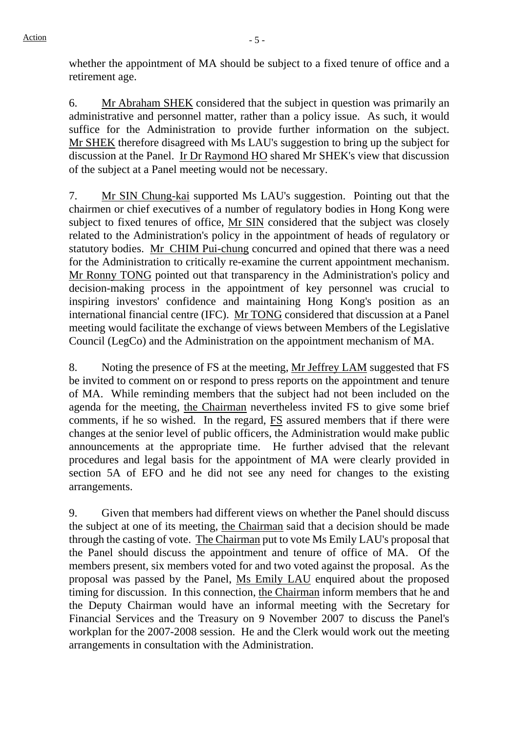whether the appointment of MA should be subject to a fixed tenure of office and a retirement age.

6. Mr Abraham SHEK considered that the subject in question was primarily an administrative and personnel matter, rather than a policy issue. As such, it would suffice for the Administration to provide further information on the subject. Mr SHEK therefore disagreed with Ms LAU's suggestion to bring up the subject for discussion at the Panel. Ir Dr Raymond HO shared Mr SHEK's view that discussion of the subject at a Panel meeting would not be necessary.

7. Mr SIN Chung-kai supported Ms LAU's suggestion. Pointing out that the chairmen or chief executives of a number of regulatory bodies in Hong Kong were subject to fixed tenures of office, Mr SIN considered that the subject was closely related to the Administration's policy in the appointment of heads of regulatory or statutory bodies. Mr CHIM Pui-chung concurred and opined that there was a need for the Administration to critically re-examine the current appointment mechanism. Mr Ronny TONG pointed out that transparency in the Administration's policy and decision-making process in the appointment of key personnel was crucial to inspiring investors' confidence and maintaining Hong Kong's position as an international financial centre (IFC). Mr TONG considered that discussion at a Panel meeting would facilitate the exchange of views between Members of the Legislative Council (LegCo) and the Administration on the appointment mechanism of MA.

8. Noting the presence of FS at the meeting, Mr Jeffrey LAM suggested that FS be invited to comment on or respond to press reports on the appointment and tenure of MA. While reminding members that the subject had not been included on the agenda for the meeting, the Chairman nevertheless invited FS to give some brief comments, if he so wished. In the regard, FS assured members that if there were changes at the senior level of public officers, the Administration would make public announcements at the appropriate time. He further advised that the relevant procedures and legal basis for the appointment of MA were clearly provided in section 5A of EFO and he did not see any need for changes to the existing arrangements.

9. Given that members had different views on whether the Panel should discuss the subject at one of its meeting, the Chairman said that a decision should be made through the casting of vote. The Chairman put to vote Ms Emily LAU's proposal that the Panel should discuss the appointment and tenure of office of MA. Of the members present, six members voted for and two voted against the proposal. As the proposal was passed by the Panel, Ms Emily LAU enquired about the proposed timing for discussion. In this connection, the Chairman inform members that he and the Deputy Chairman would have an informal meeting with the Secretary for Financial Services and the Treasury on 9 November 2007 to discuss the Panel's workplan for the 2007-2008 session. He and the Clerk would work out the meeting arrangements in consultation with the Administration.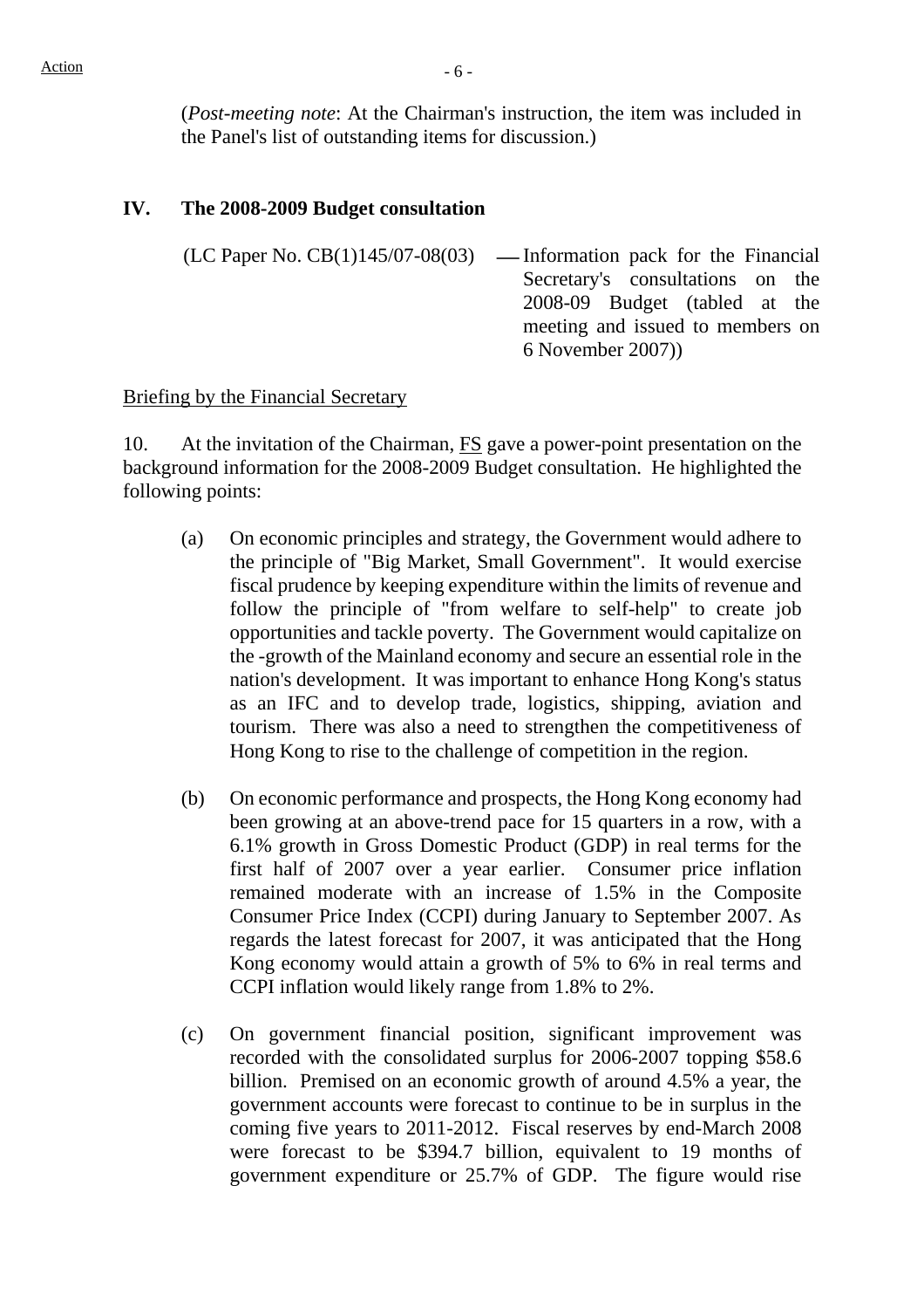(*Post-meeting note*: At the Chairman's instruction, the item was included in the Panel's list of outstanding items for discussion.)

**IV. The 2008-2009 Budget consultation**

(LC Paper No. CB(1)145/07-08(03) — Information pack for the Financial Secretary's consultations on the 2008-09 Budget (tabled at the meeting and issued to members on 6 November 2007))

Briefing by the Financial Secretary

10. At the invitation of the Chairman, FS gave a power-point presentation on the background information for the 2008-2009 Budget consultation. He highlighted the following points:

(a) On economic principles and strategy, the Government would adhere to the principle of "Big Market, Small Government". It would exercise fiscal prudence by keeping expenditure within the limits of revenue and follow the principle of "from welfare to self-help" to create job opportunities and tackle poverty. The Government would capitalize on the -growth of the Mainland economy and secure an essential role in the nation's development. It was important to enhance Hong Kong's status as an IFC and to develop trade, logistics, shipping, aviation and tourism. There was also a need to strengthen the competitiveness of Hong Kong to rise to the challenge of competition in the region.

(b) On economic performance and prospects, the Hong Kong economy had been growing at an above-trend pace for 15 quarters in a row, with a 6.1% growth in Gross Domestic Product (GDP) in real terms for the first half of 2007 over a year earlier. Consumer price inflation remained moderate with an increase of 1.5% in the Composite Consumer Price Index (CCPI) during January to September 2007. As regards the latest forecast for 2007, it was anticipated that the Hong Kong economy would attain a growth of 5% to 6% in real terms and CCPI inflation would likely range from 1.8% to 2%.

(c) On government financial position, significant improvement was recorded with the consolidated surplus for 2006-2007 topping $58.6 billion. Premised on an economic growth of around 4.5% a year, the government accounts were forecast to continue to be in surplus in the coming five years to 2011-2012. Fiscal reserves by end-March 2008 were forecast to be $394.7 billion, equivalent to 19 months of government expenditure or 25.7% of GDP. The figure would rise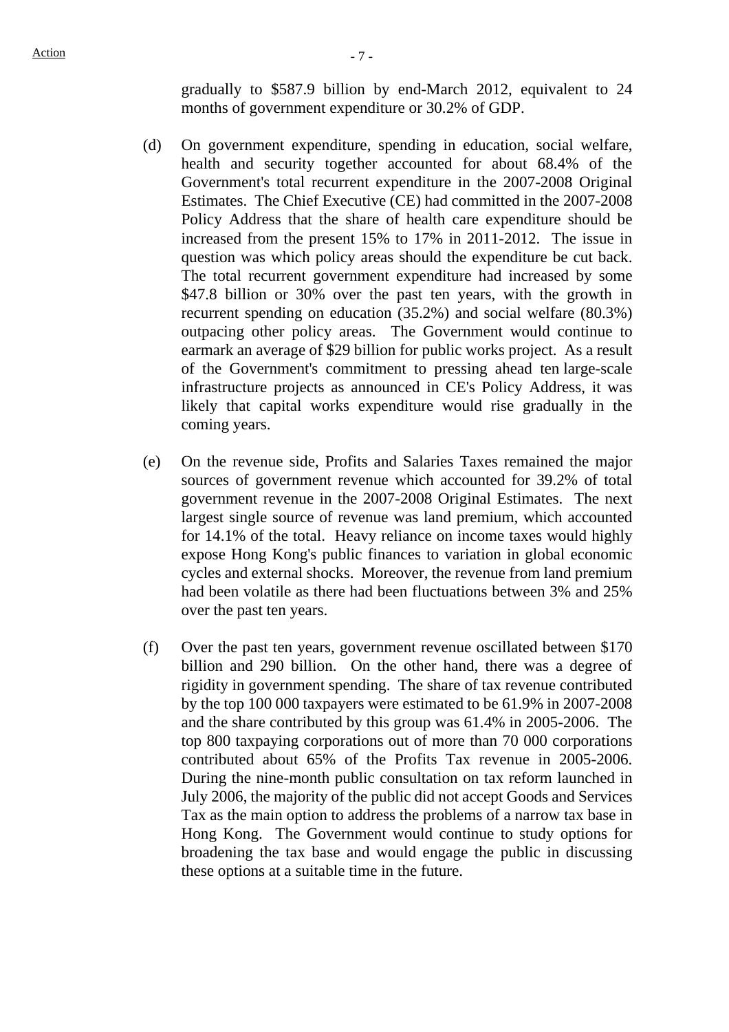gradually to $587.9 billion by end-March 2012, equivalent to 24 months of government expenditure or 30.2% of GDP.

(d) On government expenditure, spending in education, social welfare, health and security together accounted for about 68.4% of the Government's total recurrent expenditure in the 2007-2008 Original Estimates. The Chief Executive (CE) had committed in the 2007-2008 Policy Address that the share of health care expenditure should be increased from the present 15% to 17% in 2011-2012. The issue in question was which policy areas should the expenditure be cut back. The total recurrent government expenditure had increased by some $47.8 billion or 30% over the past ten years, with the growth in recurrent spending on education (35.2%) and social welfare (80.3%) outpacing other policy areas. The Government would continue to earmark an average of $29 billion for public works project. As a result of the Government's commitment to pressing ahead ten large-scale infrastructure projects as announced in CE's Policy Address, it was likely that capital works expenditure would rise gradually in the coming years.

(e) On the revenue side, Profits and Salaries Taxes remained the major sources of government revenue which accounted for 39.2% of total government revenue in the 2007-2008 Original Estimates. The next largest single source of revenue was land premium, which accounted for 14.1% of the total. Heavy reliance on income taxes would highly expose Hong Kong's public finances to variation in global economic cycles and external shocks. Moreover, the revenue from land premium had been volatile as there had been fluctuations between 3% and 25% over the past ten years.

(f) Over the past ten years, government revenue oscillated between $170 billion and 290 billion. On the other hand, there was a degree of rigidity in government spending. The share of tax revenue contributed by the top 100 000 taxpayers were estimated to be 61.9% in 2007-2008 and the share contributed by this group was 61.4% in 2005-2006. The top 800 taxpaying corporations out of more than 70 000 corporations contributed about 65% of the Profits Tax revenue in 2005-2006. During the nine-month public consultation on tax reform launched in July 2006, the majority of the public did not accept Goods and Services Tax as the main option to address the problems of a narrow tax base in Hong Kong. The Government would continue to study options for broadening the tax base and would engage the public in discussing these options at a suitable time in the future.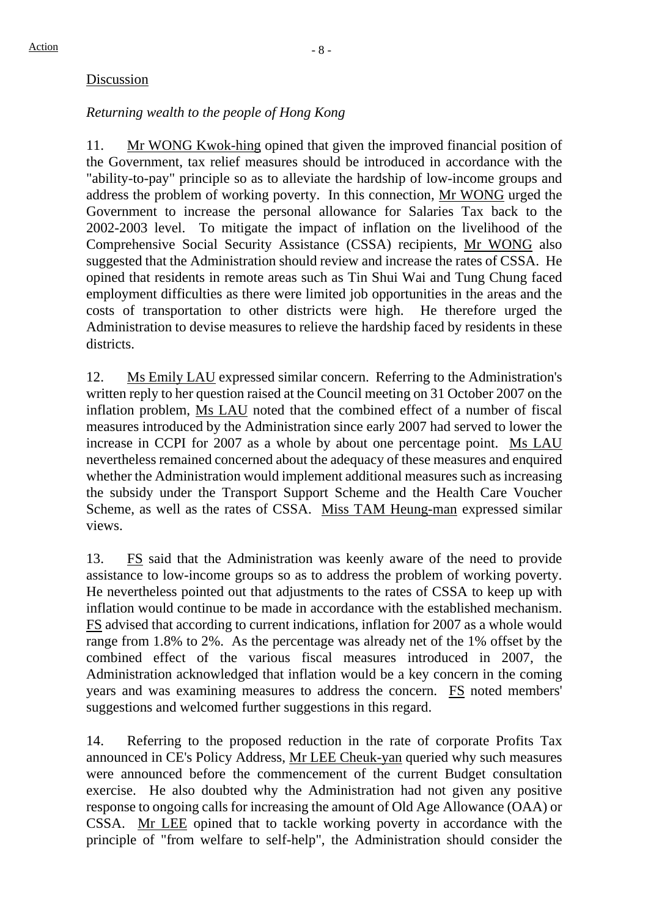Discussion

*Returning wealth to the people of Hong Kong*

11. Mr WONG Kwok-hing opined that given the improved financial position of the Government, tax relief measures should be introduced in accordance with the "ability-to-pay" principle so as to alleviate the hardship of low-income groups and address the problem of working poverty. In this connection, Mr WONG urged the Government to increase the personal allowance for Salaries Tax back to the 2002-2003 level. To mitigate the impact of inflation on the livelihood of the Comprehensive Social Security Assistance (CSSA) recipients, Mr WONG also suggested that the Administration should review and increase the rates of CSSA. He opined that residents in remote areas such as Tin Shui Wai and Tung Chung faced employment difficulties as there were limited job opportunities in the areas and the costs of transportation to other districts were high. He therefore urged the Administration to devise measures to relieve the hardship faced by residents in these districts.

12. Ms Emily LAU expressed similar concern. Referring to the Administration's written reply to her question raised at the Council meeting on 31 October 2007 on the inflation problem, Ms LAU noted that the combined effect of a number of fiscal measures introduced by the Administration since early 2007 had served to lower the increase in CCPI for 2007 as a whole by about one percentage point. Ms LAU nevertheless remained concerned about the adequacy of these measures and enquired whether the Administration would implement additional measures such as increasing the subsidy under the Transport Support Scheme and the Health Care Voucher Scheme, as well as the rates of CSSA. Miss TAM Heung-man expressed similar views.

13. FS said that the Administration was keenly aware of the need to provide assistance to low-income groups so as to address the problem of working poverty. He nevertheless pointed out that adjustments to the rates of CSSA to keep up with inflation would continue to be made in accordance with the established mechanism. FS advised that according to current indications, inflation for 2007 as a whole would range from 1.8% to 2%. As the percentage was already net of the 1% offset by the combined effect of the various fiscal measures introduced in 2007, the Administration acknowledged that inflation would be a key concern in the coming years and was examining measures to address the concern. FS noted members' suggestions and welcomed further suggestions in this regard.

14. Referring to the proposed reduction in the rate of corporate Profits Tax announced in CE's Policy Address, Mr LEE Cheuk-yan queried why such measures were announced before the commencement of the current Budget consultation exercise. He also doubted why the Administration had not given any positive response to ongoing calls for increasing the amount of Old Age Allowance (OAA) or CSSA. Mr LEE opined that to tackle working poverty in accordance with the principle of "from welfare to self-help", the Administration should consider the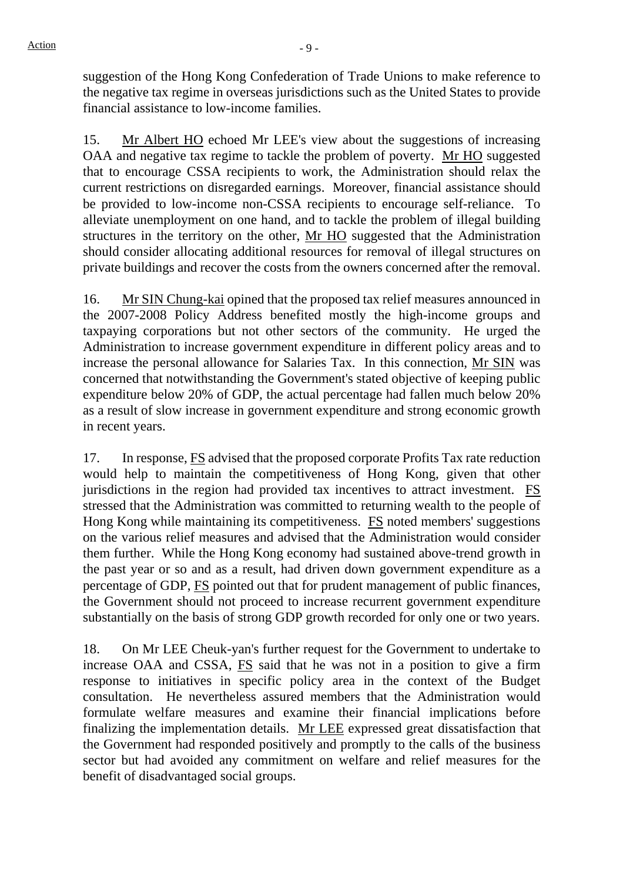suggestion of the Hong Kong Confederation of Trade Unions to make reference to the negative tax regime in overseas jurisdictions such as the United States to provide financial assistance to low-income families.

15. Mr Albert HO echoed Mr LEE's view about the suggestions of increasing OAA and negative tax regime to tackle the problem of poverty. Mr HO suggested that to encourage CSSA recipients to work, the Administration should relax the current restrictions on disregarded earnings. Moreover, financial assistance should be provided to low-income non-CSSA recipients to encourage self-reliance. To alleviate unemployment on one hand, and to tackle the problem of illegal building structures in the territory on the other, Mr HO suggested that the Administration should consider allocating additional resources for removal of illegal structures on private buildings and recover the costs from the owners concerned after the removal.

16. Mr SIN Chung-kai opined that the proposed tax relief measures announced in the 2007-2008 Policy Address benefited mostly the high-income groups and taxpaying corporations but not other sectors of the community. He urged the Administration to increase government expenditure in different policy areas and to increase the personal allowance for Salaries Tax. In this connection, Mr SIN was concerned that notwithstanding the Government's stated objective of keeping public expenditure below 20% of GDP, the actual percentage had fallen much below 20% as a result of slow increase in government expenditure and strong economic growth in recent years.

17. In response, FS advised that the proposed corporate Profits Tax rate reduction would help to maintain the competitiveness of Hong Kong, given that other jurisdictions in the region had provided tax incentives to attract investment. FS stressed that the Administration was committed to returning wealth to the people of Hong Kong while maintaining its competitiveness. FS noted members' suggestions on the various relief measures and advised that the Administration would consider them further. While the Hong Kong economy had sustained above-trend growth in the past year or so and as a result, had driven down government expenditure as a percentage of GDP, FS pointed out that for prudent management of public finances, the Government should not proceed to increase recurrent government expenditure substantially on the basis of strong GDP growth recorded for only one or two years.

18. On Mr LEE Cheuk-yan's further request for the Government to undertake to increase OAA and CSSA, FS said that he was not in a position to give a firm response to initiatives in specific policy area in the context of the Budget consultation. He nevertheless assured members that the Administration would formulate welfare measures and examine their financial implications before finalizing the implementation details. Mr LEE expressed great dissatisfaction that the Government had responded positively and promptly to the calls of the business sector but had avoided any commitment on welfare and relief measures for the benefit of disadvantaged social groups.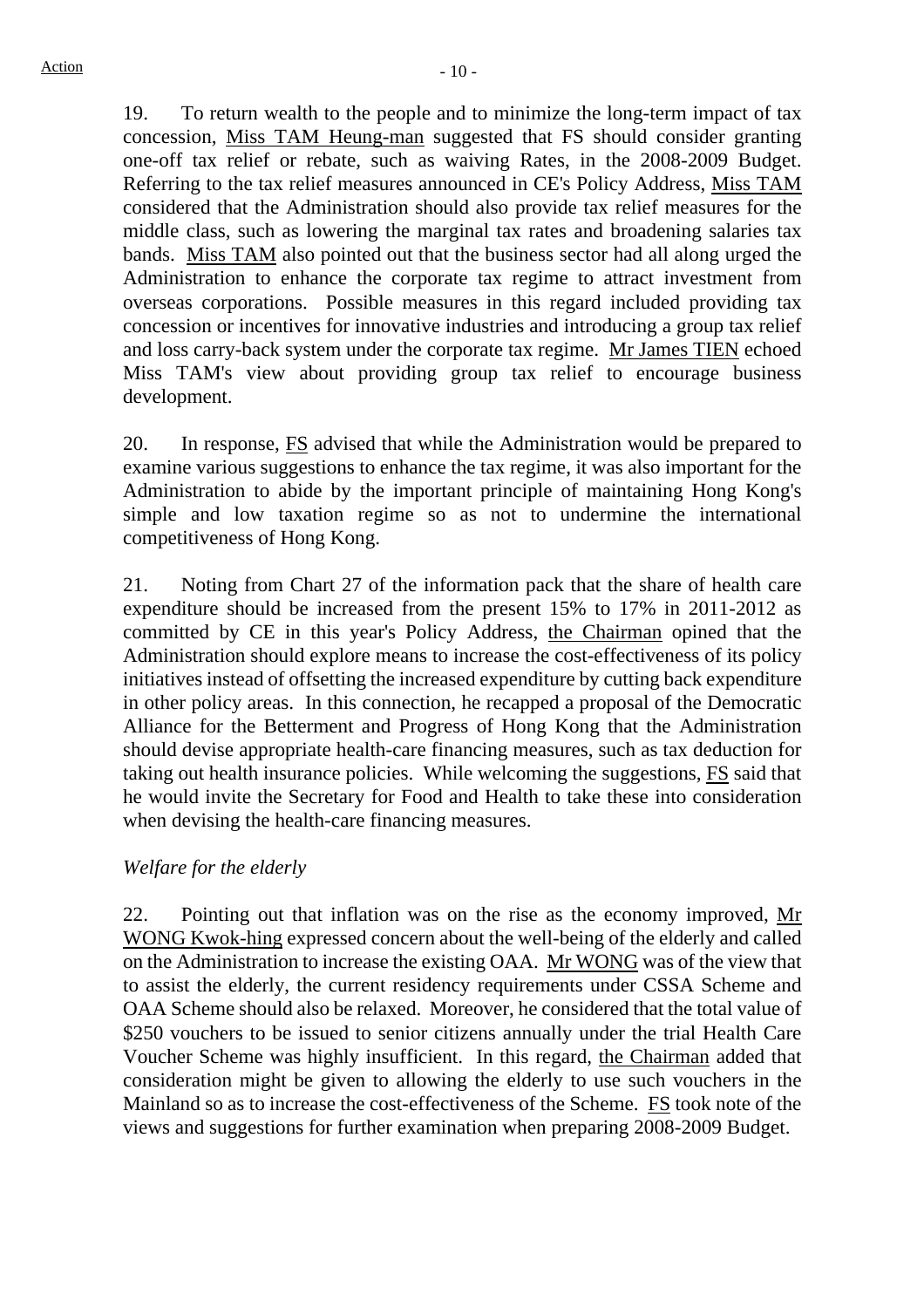19. To return wealth to the people and to minimize the long-term impact of tax concession, Miss TAM Heung-man suggested that FS should consider granting one-off tax relief or rebate, such as waiving Rates, in the 2008-2009 Budget. Referring to the tax relief measures announced in CE's Policy Address, Miss TAM considered that the Administration should also provide tax relief measures for the middle class, such as lowering the marginal tax rates and broadening salaries tax bands. Miss TAM also pointed out that the business sector had all along urged the Administration to enhance the corporate tax regime to attract investment from overseas corporations. Possible measures in this regard included providing tax concession or incentives for innovative industries and introducing a group tax relief and loss carry-back system under the corporate tax regime. Mr James TIEN echoed Miss TAM's view about providing group tax relief to encourage business development.

20. In response, FS advised that while the Administration would be prepared to examine various suggestions to enhance the tax regime, it was also important for the Administration to abide by the important principle of maintaining Hong Kong's simple and low taxation regime so as not to undermine the international competitiveness of Hong Kong.

21. Noting from Chart 27 of the information pack that the share of health care expenditure should be increased from the present 15% to 17% in 2011-2012 as committed by CE in this year's Policy Address, the Chairman opined that the Administration should explore means to increase the cost-effectiveness of its policy initiatives instead of offsetting the increased expenditure by cutting back expenditure in other policy areas. In this connection, he recapped a proposal of the Democratic Alliance for the Betterment and Progress of Hong Kong that the Administration should devise appropriate health-care financing measures, such as tax deduction for taking out health insurance policies. While welcoming the suggestions, FS said that he would invite the Secretary for Food and Health to take these into consideration when devising the health-care financing measures.

*Welfare for the elderly*

22. Pointing out that inflation was on the rise as the economy improved, Mr WONG Kwok-hing expressed concern about the well-being of the elderly and called on the Administration to increase the existing OAA. Mr WONG was of the view that to assist the elderly, the current residency requirements under CSSA Scheme and OAA Scheme should also be relaxed. Moreover, he considered that the total value of $250 vouchers to be issued to senior citizens annually under the trial Health Care Voucher Scheme was highly insufficient. In this regard, the Chairman added that consideration might be given to allowing the elderly to use such vouchers in the Mainland so as to increase the cost-effectiveness of the Scheme. FS took note of the views and suggestions for further examination when preparing 2008-2009 Budget.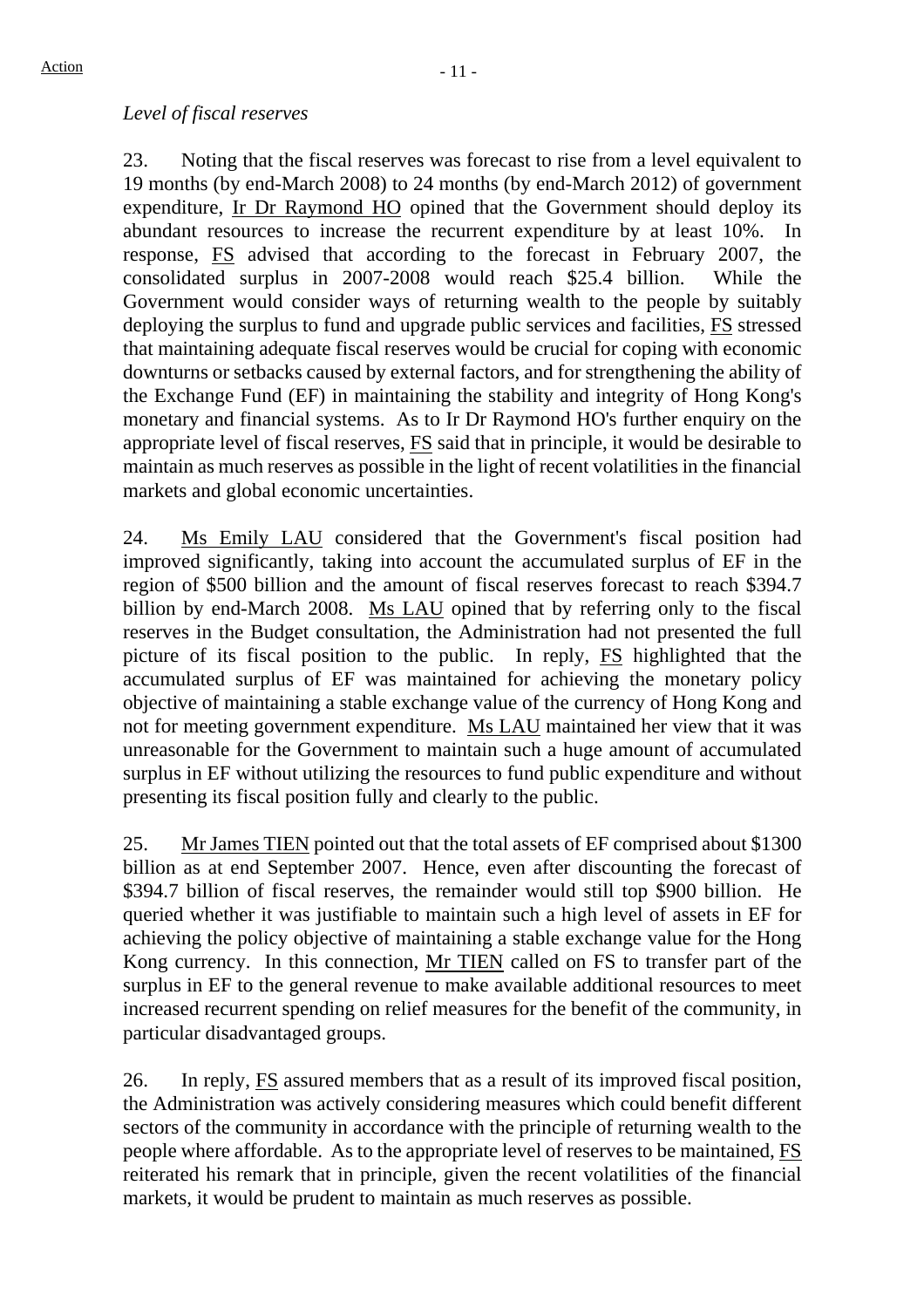*Level of fiscal reserves*

23. Noting that the fiscal reserves was forecast to rise from a level equivalent to 19 months (by end-March 2008) to 24 months (by end-March 2012) of government expenditure, Ir Dr Raymond HO opined that the Government should deploy its abundant resources to increase the recurrent expenditure by at least 10%. In response, FS advised that according to the forecast in February 2007, the consolidated surplus in 2007-2008 would reach $25.4 billion. While the Government would consider ways of returning wealth to the people by suitably deploying the surplus to fund and upgrade public services and facilities, FS stressed that maintaining adequate fiscal reserves would be crucial for coping with economic downturns or setbacks caused by external factors, and for strengthening the ability of the Exchange Fund (EF) in maintaining the stability and integrity of Hong Kong's monetary and financial systems. As to Ir Dr Raymond HO's further enquiry on the appropriate level of fiscal reserves, FS said that in principle, it would be desirable to maintain as much reserves as possible in the light of recent volatilities in the financial markets and global economic uncertainties.

24. Ms Emily LAU considered that the Government's fiscal position had improved significantly, taking into account the accumulated surplus of EF in the region of $500 billion and the amount of fiscal reserves forecast to reach $394.7 billion by end-March 2008. Ms LAU opined that by referring only to the fiscal reserves in the Budget consultation, the Administration had not presented the full picture of its fiscal position to the public. In reply, FS highlighted that the accumulated surplus of EF was maintained for achieving the monetary policy objective of maintaining a stable exchange value of the currency of Hong Kong and not for meeting government expenditure. Ms LAU maintained her view that it was unreasonable for the Government to maintain such a huge amount of accumulated surplus in EF without utilizing the resources to fund public expenditure and without presenting its fiscal position fully and clearly to the public.

25. Mr James TIEN pointed out that the total assets of EF comprised about $1300 billion as at end September 2007. Hence, even after discounting the forecast of $394.7 billion of fiscal reserves, the remainder would still top $900 billion. He queried whether it was justifiable to maintain such a high level of assets in EF for achieving the policy objective of maintaining a stable exchange value for the Hong Kong currency. In this connection, Mr TIEN called on FS to transfer part of the surplus in EF to the general revenue to make available additional resources to meet increased recurrent spending on relief measures for the benefit of the community, in particular disadvantaged groups.

26. In reply, FS assured members that as a result of its improved fiscal position, the Administration was actively considering measures which could benefit different sectors of the community in accordance with the principle of returning wealth to the people where affordable. As to the appropriate level of reserves to be maintained, FS reiterated his remark that in principle, given the recent volatilities of the financial markets, it would be prudent to maintain as much reserves as possible.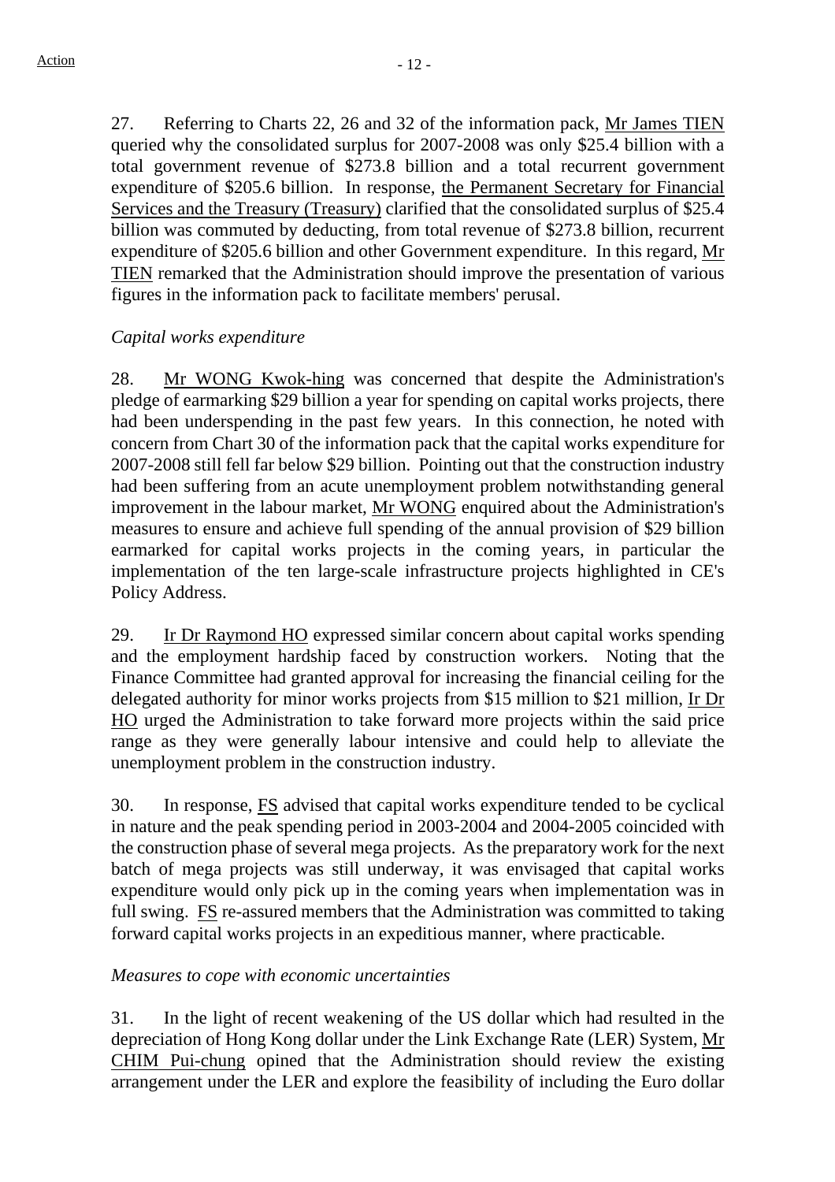27. Referring to Charts 22, 26 and 32 of the information pack, Mr James TIEN queried why the consolidated surplus for 2007-2008 was only $25.4 billion with a total government revenue of $273.8 billion and a total recurrent government expenditure of $205.6 billion. In response, the Permanent Secretary for Financial Services and the Treasury (Treasury) clarified that the consolidated surplus of $25.4 billion was commuted by deducting, from total revenue of $273.8 billion, recurrent expenditure of $205.6 billion and other Government expenditure. In this regard, Mr TIEN remarked that the Administration should improve the presentation of various figures in the information pack to facilitate members' perusal.

*Capital works expenditure*

28. Mr WONG Kwok-hing was concerned that despite the Administration's pledge of earmarking $29 billion a year for spending on capital works projects, there had been underspending in the past few years. In this connection, he noted with concern from Chart 30 of the information pack that the capital works expenditure for 2007-2008 still fell far below $29 billion. Pointing out that the construction industry had been suffering from an acute unemployment problem notwithstanding general improvement in the labour market, Mr WONG enquired about the Administration's measures to ensure and achieve full spending of the annual provision of $29 billion earmarked for capital works projects in the coming years, in particular the implementation of the ten large-scale infrastructure projects highlighted in CE's Policy Address.

29. Ir Dr Raymond HO expressed similar concern about capital works spending and the employment hardship faced by construction workers. Noting that the Finance Committee had granted approval for increasing the financial ceiling for the delegated authority for minor works projects from $15 million to $21 million, Ir Dr HO urged the Administration to take forward more projects within the said price range as they were generally labour intensive and could help to alleviate the unemployment problem in the construction industry.

30. In response, FS advised that capital works expenditure tended to be cyclical in nature and the peak spending period in 2003-2004 and 2004-2005 coincided with the construction phase of several mega projects. As the preparatory work for the next batch of mega projects was still underway, it was envisaged that capital works expenditure would only pick up in the coming years when implementation was in full swing. FS re-assured members that the Administration was committed to taking forward capital works projects in an expeditious manner, where practicable.

*Measures to cope with economic uncertainties*

31. In the light of recent weakening of the US dollar which had resulted in the depreciation of Hong Kong dollar under the Link Exchange Rate (LER) System, Mr CHIM Pui-chung opined that the Administration should review the existing arrangement under the LER and explore the feasibility of including the Euro dollar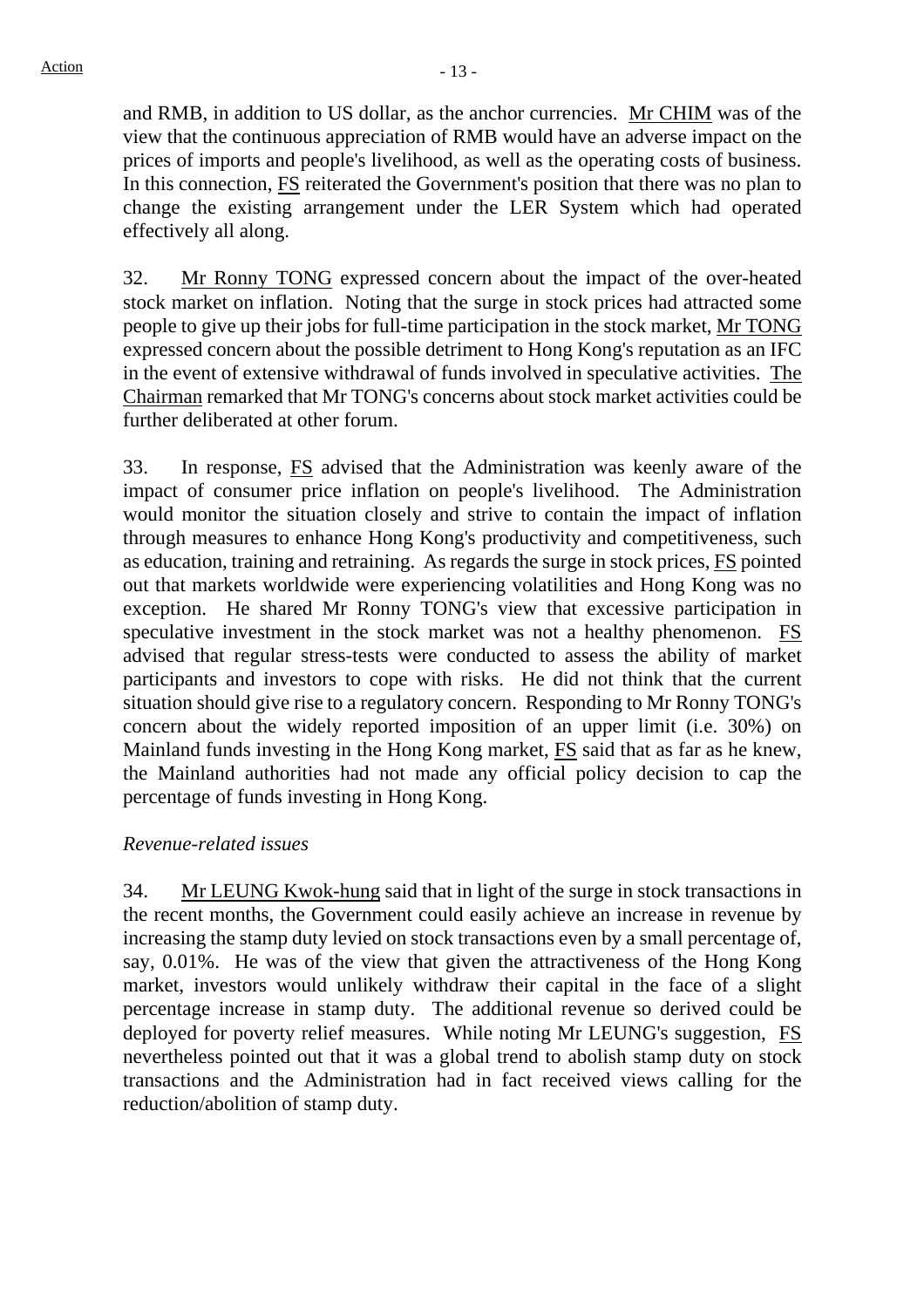and RMB, in addition to US dollar, as the anchor currencies. Mr CHIM was of the view that the continuous appreciation of RMB would have an adverse impact on the prices of imports and people's livelihood, as well as the operating costs of business. In this connection, FS reiterated the Government's position that there was no plan to change the existing arrangement under the LER System which had operated effectively all along.

32. Mr Ronny TONG expressed concern about the impact of the over-heated stock market on inflation. Noting that the surge in stock prices had attracted some people to give up their jobs for full-time participation in the stock market, Mr TONG expressed concern about the possible detriment to Hong Kong's reputation as an IFC in the event of extensive withdrawal of funds involved in speculative activities. The Chairman remarked that Mr TONG's concerns about stock market activities could be further deliberated at other forum.

33. In response, FS advised that the Administration was keenly aware of the impact of consumer price inflation on people's livelihood. The Administration would monitor the situation closely and strive to contain the impact of inflation through measures to enhance Hong Kong's productivity and competitiveness, such as education, training and retraining. As regards the surge in stock prices, FS pointed out that markets worldwide were experiencing volatilities and Hong Kong was no exception. He shared Mr Ronny TONG's view that excessive participation in speculative investment in the stock market was not a healthy phenomenon. FS advised that regular stress-tests were conducted to assess the ability of market participants and investors to cope with risks. He did not think that the current situation should give rise to a regulatory concern. Responding to Mr Ronny TONG's concern about the widely reported imposition of an upper limit (i.e. 30%) on Mainland funds investing in the Hong Kong market, FS said that as far as he knew, the Mainland authorities had not made any official policy decision to cap the percentage of funds investing in Hong Kong.

*Revenue-related issues*

34. Mr LEUNG Kwok-hung said that in light of the surge in stock transactions in the recent months, the Government could easily achieve an increase in revenue by increasing the stamp duty levied on stock transactions even by a small percentage of, say, 0.01%. He was of the view that given the attractiveness of the Hong Kong market, investors would unlikely withdraw their capital in the face of a slight percentage increase in stamp duty. The additional revenue so derived could be deployed for poverty relief measures. While noting Mr LEUNG's suggestion, FS nevertheless pointed out that it was a global trend to abolish stamp duty on stock transactions and the Administration had in fact received views calling for the reduction/abolition of stamp duty.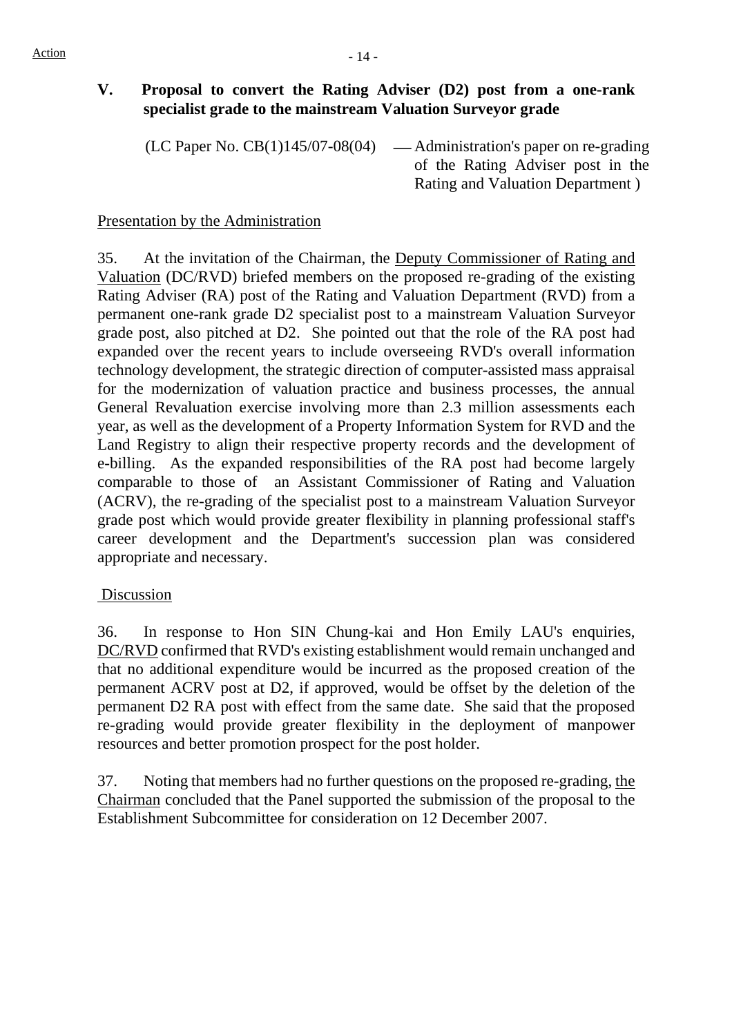Action

## V. Proposal to convert the Rating Adviser (D2) post from a one-rank specialist grade to the mainstream Valuation Surveyor grade

(LC Paper No. CB(1)145/07-08(04) — Administration's paper on re-grading of the Rating Adviser post in the Rating and Valuation Department )

Presentation by the Administration

35. At the invitation of the Chairman, the Deputy Commissioner of Rating and Valuation (DC/RVD) briefed members on the proposed re-grading of the existing Rating Adviser (RA) post of the Rating and Valuation Department (RVD) from a permanent one-rank grade D2 specialist post to a mainstream Valuation Surveyor grade post, also pitched at D2. She pointed out that the role of the RA post had expanded over the recent years to include overseeing RVD's overall information technology development, the strategic direction of computer-assisted mass appraisal for the modernization of valuation practice and business processes, the annual General Revaluation exercise involving more than 2.3 million assessments each year, as well as the development of a Property Information System for RVD and the Land Registry to align their respective property records and the development of e-billing. As the expanded responsibilities of the RA post had become largely comparable to those of an Assistant Commissioner of Rating and Valuation (ACRV), the re-grading of the specialist post to a mainstream Valuation Surveyor grade post which would provide greater flexibility in planning professional staff's career development and the Department's succession plan was considered appropriate and necessary.

Discussion

36. In response to Hon SIN Chung-kai and Hon Emily LAU's enquiries, DC/RVD confirmed that RVD's existing establishment would remain unchanged and that no additional expenditure would be incurred as the proposed creation of the permanent ACRV post at D2, if approved, would be offset by the deletion of the permanent D2 RA post with effect from the same date. She said that the proposed re-grading would provide greater flexibility in the deployment of manpower resources and better promotion prospect for the post holder.

37. Noting that members had no further questions on the proposed re-grading, the Chairman concluded that the Panel supported the submission of the proposal to the Establishment Subcommittee for consideration on 12 December 2007.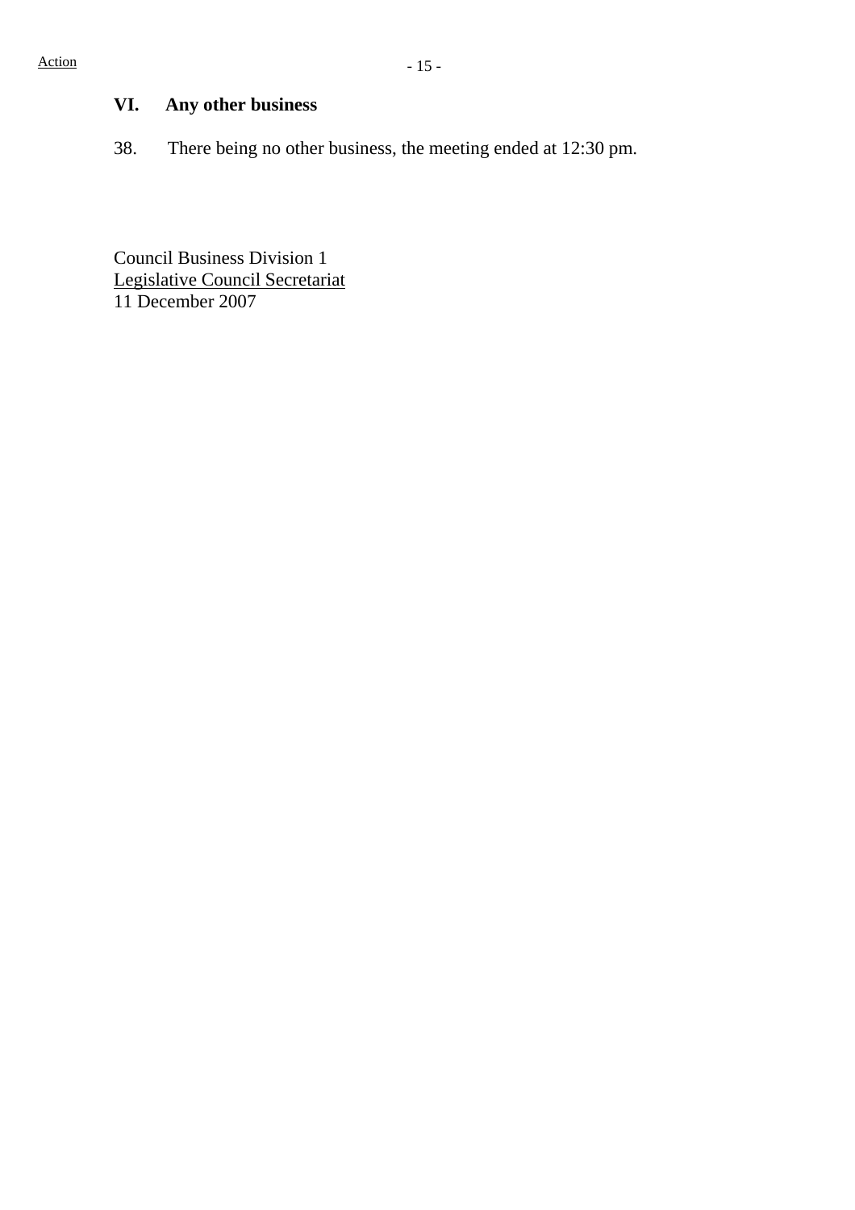Action

## VI. Any other business

38. There being no other business, the meeting ended at 12:30 pm.

Council Business Division 1
Legislative Council Secretariat
11 December 2007